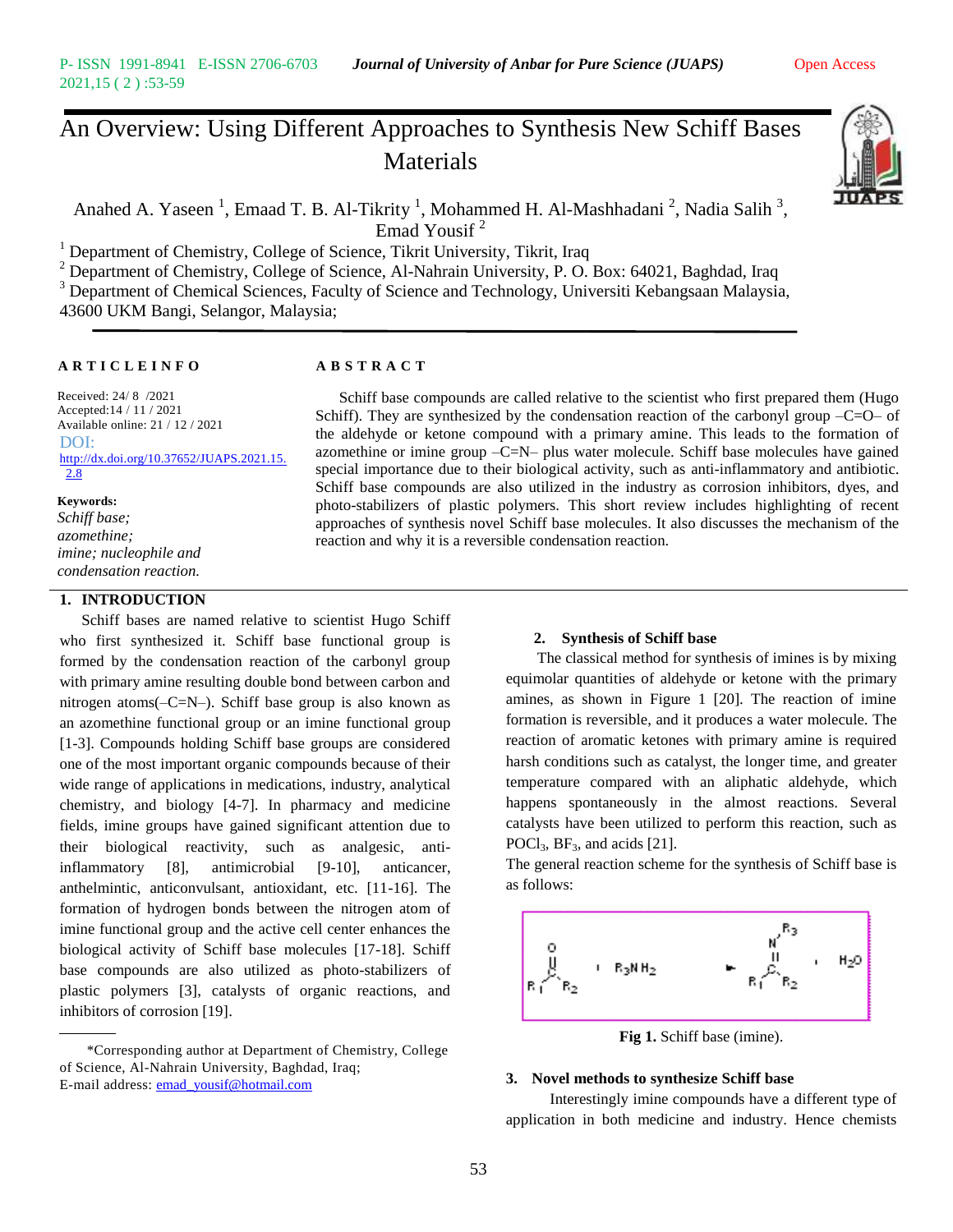# An Overview: Using Different Approaches to Synthesis New Schiff Bases Materials

Anahed A. Yaseen [1], Emaad T. B. Al-Tikrity [1], Mohammed H. Al-Mashhadani [2], Nadia Salih [3], Emad Yousif [2]

[1] Department of Chemistry, College of Science, Tikrit University, Tikrit, Iraq
[2] Department of Chemistry, College of Science, Al-Nahrain University, P. O. Box: 64021, Baghdad, Iraq
[3] Department of Chemical Sciences, Faculty of Science and Technology, Universiti Kebangsaan Malaysia, 43600 UKM Bangi, Selangor, Malaysia;

**ARTICLE INFO**

Received: 24/ 8 /2021
Accepted:14 / 11 / 2021
Available online: 21 / 12 / 2021
DOI: http://dx.doi.org/10.37652/JUAPS.2021.15.2.8

**Keywords:**
*Schiff base; azomethine; imine; nucleophile and condensation reaction.*

**ABSTRACT**

Schiff base compounds are called relative to the scientist who first prepared them (Hugo Schiff). They are synthesized by the condensation reaction of the carbonyl group –C=O– of the aldehyde or ketone compound with a primary amine. This leads to the formation of azomethine or imine group –C=N– plus water molecule. Schiff base molecules have gained special importance due to their biological activity, such as anti-inflammatory and antibiotic. Schiff base compounds are also utilized in the industry as corrosion inhibitors, dyes, and photo-stabilizers of plastic polymers. This short review includes highlighting of recent approaches of synthesis novel Schiff base molecules. It also discusses the mechanism of the reaction and why it is a reversible condensation reaction.

## 1. INTRODUCTION

Schiff bases are named relative to scientist Hugo Schiff who first synthesized it. Schiff base functional group is formed by the condensation reaction of the carbonyl group with primary amine resulting double bond between carbon and nitrogen atoms(–C=N–). Schiff base group is also known as an azomethine functional group or an imine functional group [1-3]. Compounds holding Schiff base groups are considered one of the most important organic compounds because of their wide range of applications in medications, industry, analytical chemistry, and biology [4-7]. In pharmacy and medicine fields, imine groups have gained significant attention due to their biological reactivity, such as analgesic, anti-inflammatory [8], antimicrobial [9-10], anticancer, anthelmintic, anticonvulsant, antioxidant, etc. [11-16]. The formation of hydrogen bonds between the nitrogen atom of imine functional group and the active cell center enhances the biological activity of Schiff base molecules [17-18]. Schiff base compounds are also utilized as photo-stabilizers of plastic polymers [3], catalysts of organic reactions, and inhibitors of corrosion [19].

## 2. Synthesis of Schiff base

The classical method for synthesis of imines is by mixing equimolar quantities of aldehyde or ketone with the primary amines, as shown in Figure 1 [20]. The reaction of imine formation is reversible, and it produces a water molecule. The reaction of aromatic ketones with primary amine is required harsh conditions such as catalyst, the longer time, and greater temperature compared with an aliphatic aldehyde, which happens spontaneously in the almost reactions. Several catalysts have been utilized to perform this reaction, such as $POCl_3$, $BF_3$, and acids [21].

The general reaction scheme for the synthesis of Schiff base is as follows:

$$R_1C(=O)R_2 + R_3NH_2 \rightarrow R_1C(=NR_3)R_2 + H_2O$$

**Fig 1.** Schiff base (imine).

## 3. Novel methods to synthesize Schiff base

Interestingly imine compounds have a different type of application in both medicine and industry. Hence chemists

*Corresponding author at Department of Chemistry, College of Science, Al-Nahrain University, Baghdad, Iraq;
E-mail address: emad_yousif@hotmail.com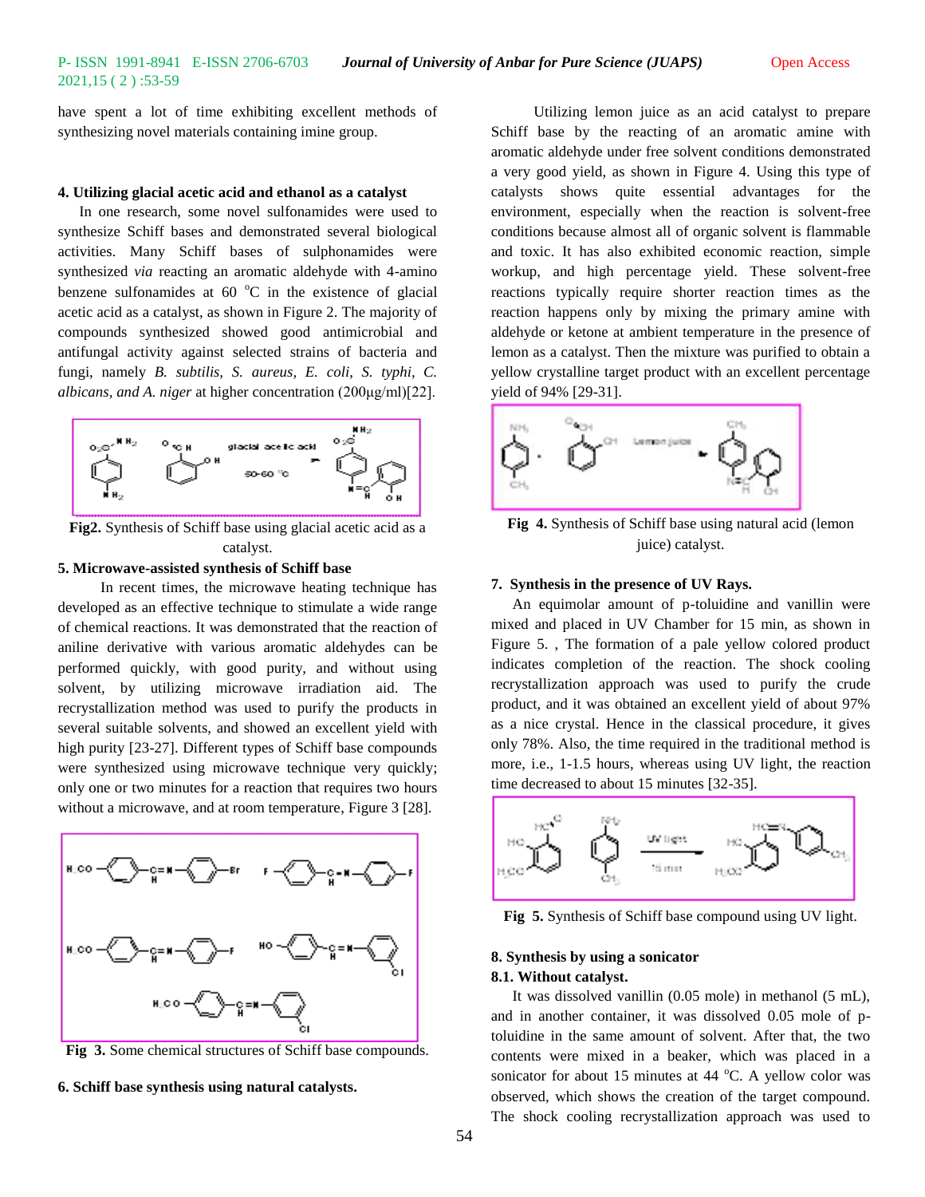have spent a lot of time exhibiting excellent methods of synthesizing novel materials containing imine group.

**4. Utilizing glacial acetic acid and ethanol as a catalyst**

In one research, some novel sulfonamides were used to synthesize Schiff bases and demonstrated several biological activities. Many Schiff bases of sulphonamides were synthesized *via* reacting an aromatic aldehyde with 4-amino benzene sulfonamides at 60 $^{o}$C in the existence of glacial acetic acid as a catalyst, as shown in Figure 2. The majority of compounds synthesized showed good antimicrobial and antifungal activity against selected strains of bacteria and fungi, namely *B. subtilis, S. aureus, E. coli, S. typhi, C. albicans, and A. niger* at higher concentration (200μg/ml)[22].

**Fig2.** Synthesis of Schiff base using glacial acetic acid as a catalyst.

**5. Microwave-assisted synthesis of Schiff base**

In recent times, the microwave heating technique has developed as an effective technique to stimulate a wide range of chemical reactions. It was demonstrated that the reaction of aniline derivative with various aromatic aldehydes can be performed quickly, with good purity, and without using solvent, by utilizing microwave irradiation aid. The recrystallization method was used to purify the products in several suitable solvents, and showed an excellent yield with high purity [23-27]. Different types of Schiff base compounds were synthesized using microwave technique very quickly; only one or two minutes for a reaction that requires two hours without a microwave, and at room temperature, Figure 3 [28].

**Fig 3.** Some chemical structures of Schiff base compounds.

**6. Schiff base synthesis using natural catalysts.**

Utilizing lemon juice as an acid catalyst to prepare Schiff base by the reacting of an aromatic amine with aromatic aldehyde under free solvent conditions demonstrated a very good yield, as shown in Figure 4. Using this type of catalysts shows quite essential advantages for the environment, especially when the reaction is solvent-free conditions because almost all of organic solvent is flammable and toxic. It has also exhibited economic reaction, simple workup, and high percentage yield. These solvent-free reactions typically require shorter reaction times as the reaction happens only by mixing the primary amine with aldehyde or ketone at ambient temperature in the presence of lemon as a catalyst. Then the mixture was purified to obtain a yellow crystalline target product with an excellent percentage yield of 94% [29-31].

**Fig 4.** Synthesis of Schiff base using natural acid (lemon juice) catalyst.

**7. Synthesis in the presence of UV Rays.**

An equimolar amount of p-toluidine and vanillin were mixed and placed in UV Chamber for 15 min, as shown in Figure 5. , The formation of a pale yellow colored product indicates completion of the reaction. The shock cooling recrystallization approach was used to purify the crude product, and it was obtained an excellent yield of about 97% as a nice crystal. Hence in the classical procedure, it gives only 78%. Also, the time required in the traditional method is more, i.e., 1-1.5 hours, whereas using UV light, the reaction time decreased to about 15 minutes [32-35].

**Fig 5.** Synthesis of Schiff base compound using UV light.

**8. Synthesis by using a sonicator**

**8.1. Without catalyst.**

It was dissolved vanillin (0.05 mole) in methanol (5 mL), and in another container, it was dissolved 0.05 mole of p-toluidine in the same amount of solvent. After that, the two contents were mixed in a beaker, which was placed in sonicator for about 15 minutes at 44 $^{o}$C. A yellow color was observed, which shows the creation of the target compound. The shock cooling recrystallization approach was used to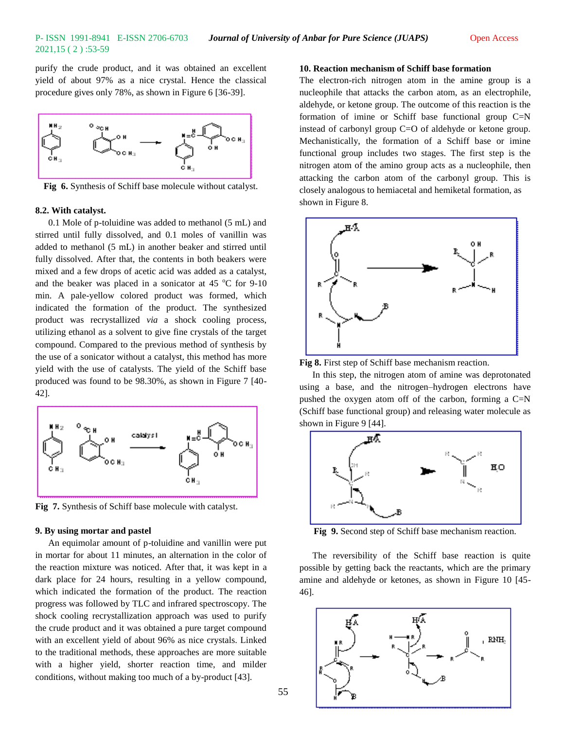purify the crude product, and it was obtained an excellent yield of about 97% as a nice crystal. Hence the classical procedure gives only 78%, as shown in Figure 6 [36-39].

**Fig 6.** Synthesis of Schiff base molecule without catalyst.

### 8.2. With catalyst.

0.1 Mole of p-toluidine was added to methanol (5 mL) and stirred until fully dissolved, and 0.1 moles of vanillin was added to methanol (5 mL) in another beaker and stirred until fully dissolved. After that, the contents in both beakers were mixed and a few drops of acetic acid was added as a catalyst, and the beaker was placed in a sonicator at 45 $^{o}$C for 9-10 min. A pale-yellow colored product was formed, which indicated the formation of the product. The synthesized product was recrystallized *via* a shock cooling process, utilizing ethanol as a solvent to give fine crystals of the target compound. Compared to the previous method of synthesis by the use of a sonicator without a catalyst, this method has more yield with the use of catalysts. The yield of the Schiff base produced was found to be 98.30%, as shown in Figure 7 [40-42].

**Fig 7.** Synthesis of Schiff base molecule with catalyst.

### 9. By using mortar and pastel

An equimolar amount of p-toluidine and vanillin were put in mortar for about 11 minutes, an alternation in the color of the reaction mixture was noticed. After that, it was kept in a dark place for 24 hours, resulting in a yellow compound, which indicated the formation of the product. The reaction progress was followed by TLC and infrared spectroscopy. The shock cooling recrystallization approach was used to purify the crude product and it was obtained a pure target compound with an excellent yield of about 96% as nice crystals. Linked to the traditional methods, these approaches are more suitable with a higher yield, shorter reaction time, and milder conditions, without making too much of a by-product [43].

### 10. Reaction mechanism of Schiff base formation

The electron-rich nitrogen atom in the amine group is a nucleophile that attacks the carbon atom, as an electrophile, aldehyde, or ketone group. The outcome of this reaction is the formation of imine or Schiff base functional group C=N instead of carbonyl group C=O of aldehyde or ketone group. Mechanistically, the formation of a Schiff base or imine functional group includes two stages. The first step is the nitrogen atom of the amino group acts as a nucleophile, then attacking the carbon atom of the carbonyl group. This is closely analogous to hemiacetal and hemiketal formation, as shown in Figure 8.

**Fig 8.** First step of Schiff base mechanism reaction.

In this step, the nitrogen atom of amine was deprotonated using a base, and the nitrogen–hydrogen electrons have pushed the oxygen atom off of the carbon, forming a C=N (Schiff base functional group) and releasing water molecule as shown in Figure 9 [44].

**Fig 9.** Second step of Schiff base mechanism reaction.

The reversibility of the Schiff base reaction is quite possible by getting back the reactants, which are the primary amine and aldehyde or ketones, as shown in Figure 10 [45-46].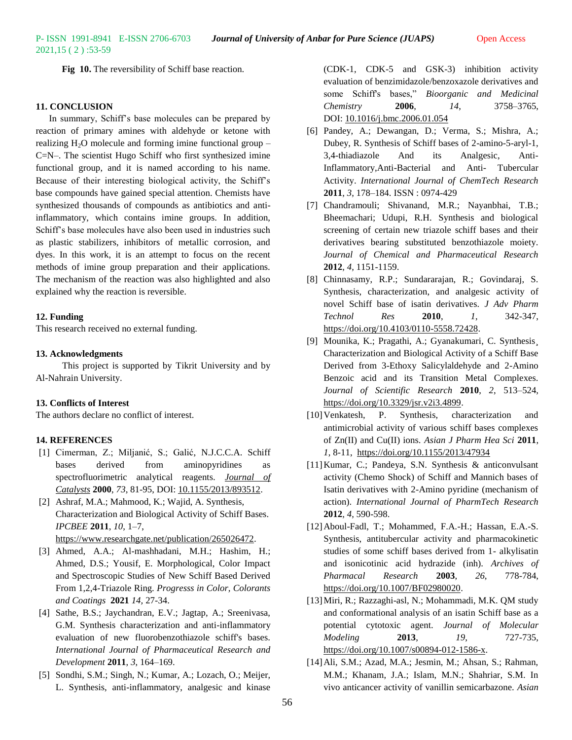**Fig 10.** The reversibility of Schiff base reaction.

## 11. CONCLUSION

In summary, Schiff's base molecules can be prepared by reaction of primary amines with aldehyde or ketone with realizing $H_2O$ molecule and forming imine functional group –C=N–. The scientist Hugo Schiff who first synthesized imine functional group, and it is named according to his name. Because of their interesting biological activity, the Schiff's base compounds have gained special attention. Chemists have synthesized thousands of compounds as antibiotics and anti-inflammatory, which contains imine groups. In addition, Schiff's base molecules have also been used in industries such as plastic stabilizers, inhibitors of metallic corrosion, and dyes. In this work, it is an attempt to focus on the recent methods of imine group preparation and their applications. The mechanism of the reaction was also highlighted and also explained why the reaction is reversible.

## 12. Funding

This research received no external funding.

## 13. Acknowledgments

This project is supported by Tikrit University and by Al-Nahrain University.

## 13. Conflicts of Interest

The authors declare no conflict of interest.

## 14. REFERENCES

[1] Cimerman, Z.; Miljanić, S.; Galić, N.J.C.C.A. Schiff bases derived from aminopyridines as spectrofluorimetric analytical reagents. *Journal of Catalysts* **2000**, *73*, 81-95, DOI: 10.1155/2013/893512.

[2] Ashraf, M.A.; Mahmood, K.; Wajid, A. Synthesis, Characterization and Biological Activity of Schiff Bases. *IPCBEE* **2011**, *10*, 1–7, https://www.researchgate.net/publication/265026472.

[3] Ahmed, A.A.; Al-mashhadani, M.H.; Hashim, H.; Ahmed, D.S.; Yousif, E. Morphological, Color Impact and Spectroscopic Studies of New Schiff Based Derived From 1,2,4-Triazole Ring. *Progresss in Color, Colorants and Coatings* **2021** *14*, 27-34.

[4] Sathe, B.S.; Jaychandran, E.V.; Jagtap, A.; Sreenivasa, G.M. Synthesis characterization and anti-inflammatory evaluation of new fluorobenzothiazole schiff's bases. *International Journal of Pharmaceutical Research and Development* **2011**, *3*, 164–169.

[5] Sondhi, S.M.; Singh, N.; Kumar, A.; Lozach, O.; Meijer, L. Synthesis, anti-inflammatory, analgesic and kinase (CDK-1, CDK-5 and GSK-3) inhibition activity evaluation of benzimidazole/benzoxazole derivatives and some Schiff's bases," *Bioorganic and Medicinal Chemistry* **2006**, *14*, 3758–3765, DOI: 10.1016/j.bmc.2006.01.054

[6] Pandey, A.; Dewangan, D.; Verma, S.; Mishra, A.; Dubey, R. Synthesis of Schiff bases of 2-amino-5-aryl-1, 3,4-thiadiazole And its Analgesic, Anti-Inflammatory,Anti-Bacterial and Anti- Tubercular Activity. *International Journal of ChemTech Research* **2011**, *3*, 178–184. ISSN : 0974-429

[7] Chandramouli; Shivanand, M.R.; Nayanbhai, T.B.; Bheemachari; Udupi, R.H. Synthesis and biological screening of certain new triazole schiff bases and their derivatives bearing substituted benzothiazole moiety. *Journal of Chemical and Pharmaceutical Research* **2012**, *4*, 1151-1159.

[8] Chinnasamy, R.P.; Sundararajan, R.; Govindaraj, S. Synthesis, characterization, and analgesic activity of novel Schiff base of isatin derivatives. *J Adv Pharm Technol Res* **2010**, *1*, 342-347, https://doi.org/10.4103/0110-5558.72428.

[9] Mounika, K.; Pragathi, A.; Gyanakumari, C. Synthesis¸ Characterization and Biological Activity of a Schiff Base Derived from 3-Ethoxy Salicylaldehyde and 2-Amino Benzoic acid and its Transition Metal Complexes. *Journal of Scientific Research* **2010**, *2*, 513–524, https://doi.org/10.3329/jsr.v2i3.4899.

[10] Venkatesh, P. Synthesis, characterization and antimicrobial activity of various schiff bases complexes of Zn(II) and Cu(II) ions. *Asian J Pharm Hea Sci* **2011**, *1*, 8-11, https://doi.org/10.1155/2013/47934

[11] Kumar, C.; Pandeya, S.N. Synthesis & anticonvulsant activity (Chemo Shock) of Schiff and Mannich bases of Isatin derivatives with 2-Amino pyridine (mechanism of action). *International Journal of PharmTech Research* **2012**, *4*, 590-598.

[12] Aboul-Fadl, T.; Mohammed, F.A.-H.; Hassan, E.A.-S. Synthesis, antitubercular activity and pharmacokinetic studies of some schiff bases derived from 1- alkylisatin and isonicotinic acid hydrazide (inh). *Archives of Pharmacal Research* **2003**, *26*, 778-784, https://doi.org/10.1007/BF02980020.

[13] Miri, R.; Razzaghi-asl, N.; Mohammadi, M.K. QM study and conformational analysis of an isatin Schiff base as a potential cytotoxic agent. *Journal of Molecular Modeling* **2013**, *19*, 727-735, https://doi.org/10.1007/s00894-012-1586-x.

[14] Ali, S.M.; Azad, M.A.; Jesmin, M.; Ahsan, S.; Rahman, M.M.; Khanam, J.A.; Islam, M.N.; Shahriar, S.M. In vivo anticancer activity of vanillin semicarbazone. *Asian*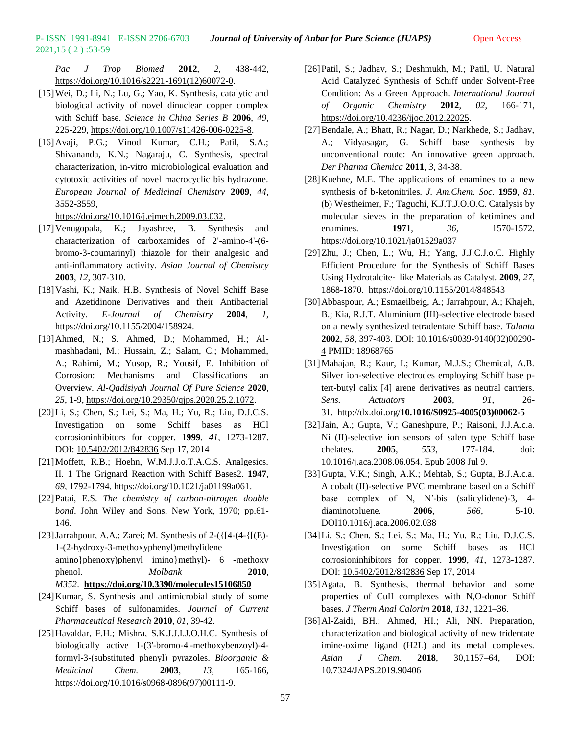*Pac J Trop Biomed* **2012**, *2*, 438-442, https://doi.org/10.1016/s2221-1691(12)60072-0.

[15] Wei, D.; Li, N.; Lu, G.; Yao, K. Synthesis, catalytic and biological activity of novel dinuclear copper complex with Schiff base. *Science in China Series B* **2006**, *49*, 225-229, https://doi.org/10.1007/s11426-006-0225-8.

[16] Avaji, P.G.; Vinod Kumar, C.H.; Patil, S.A.; Shivananda, K.N.; Nagaraju, C. Synthesis, spectral characterization, in-vitro microbiological evaluation and cytotoxic activities of novel macrocyclic bis hydrazone. *European Journal of Medicinal Chemistry* **2009**, *44*, 3552-3559, https://doi.org/10.1016/j.ejmech.2009.03.032.

[17] Venugopala, K.; Jayashree, B. Synthesis and characterization of carboxamides of 2'-amino-4'-(6-bromo-3-coumarinyl) thiazole for their analgesic and anti-inflammatory activity. *Asian Journal of Chemistry* **2003**, *12*, 307-310.

[18] Vashi, K.; Naik, H.B. Synthesis of Novel Schiff Base and Azetidinone Derivatives and their Antibacterial Activity. *E-Journal of Chemistry* **2004**, *1*, https://doi.org/10.1155/2004/158924.

[19] Ahmed, N.; S. Ahmed, D.; Mohammed, H.; Al-mashhadani, M.; Hussain, Z.; Salam, C.; Mohammed, A.; Rahimi, M.; Yusop, R.; Yousif, E. Inhibition of Corrosion: Mechanisms and Classifications an Overview. *Al-Qadisiyah Journal Of Pure Science* **2020**, *25*, 1-9, https://doi.org/10.29350/qjps.2020.25.2.1072.

[20] Li, S.; Chen, S.; Lei, S.; Ma, H.; Yu, R.; Liu, D.J.C.S. Investigation on some Schiff bases as HCl corrosioninhibitors for copper. **1999**, *41*, 1273-1287. DOI: 10.5402/2012/842836 Sep 17, 2014

[21] Moffett, R.B.; Hoehn, W.M.J.J.o.T.A.C.S. Analgesics. II. 1 The Grignard Reaction with Schiff Bases2. **1947**, *69*, 1792-1794, https://doi.org/10.1021/ja01199a061.

[22] Patai, E.S. *The chemistry of carbon-nitrogen double bond*. John Wiley and Sons, New York, 1970; pp.61-146.

[23] Jarrahpour, A.A.; Zarei; M. Synthesis of 2-({[4-(4-{[(E)-1-(2-hydroxy-3-methoxyphenyl)methylidene amino}phenoxy)phenyl imino}methyl)- 6 -methoxy phenol. *Molbank* **2010**, *M352*. **https://doi.org/10.3390/molecules15106850**

[24] Kumar, S. Synthesis and antimicrobial study of some Schiff bases of sulfonamides. *Journal of Current Pharmaceutical Research* **2010**, *01*, 39-42.

[25] Havaldar, F.H.; Mishra, S.K.J.J.I.J.O.H.C. Synthesis of biologically active 1-(3'-bromo-4'-methoxybenzoyl)-4-formyl-3-(substituted phenyl) pyrazoles. *Bioorganic & Medicinal Chem.* **2003**, *13*, 165-166, https://doi.org/10.1016/s0968-0896(97)00111-9.

[26] Patil, S.; Jadhav, S.; Deshmukh, M.; Patil, U. Natural Acid Catalyzed Synthesis of Schiff under Solvent-Free Condition: As a Green Approach. *International Journal of Organic Chemistry* **2012**, *02*, 166-171, https://doi.org/10.4236/ijoc.2012.22025.

[27] Bendale, A.; Bhatt, R.; Nagar, D.; Narkhede, S.; Jadhav, A.; Vidyasagar, G. Schiff base synthesis by unconventional route: An innovative green approach. *Der Pharma Chemica* **2011**, *3*, 34-38.

[28] Kuehne, M.E. The applications of enamines to a new synthesis of b-ketonitriles. *J. Am.Chem. Soc.* **1959**, *81*. (b) Westheimer, F.; Taguchi, K.J.T.J.O.O.C. Catalysis by molecular sieves in the preparation of ketimines and enamines. **1971**, *36*, 1570-1572. https://doi.org/10.1021/ja01529a037

[29] Zhu, J.; Chen, L.; Wu, H.; Yang, J.J.C.J.o.C. Highly Efficient Procedure for the Synthesis of Schiff Bases Using Hydrotalcite- like Materials as Catalyst. **2009**, *27*, 1868-1870. https://doi.org/10.1155/2014/848543

[30] Abbaspour, A.; Esmaeilbeig, A.; Jarrahpour, A.; Khajeh, B.; Kia, R.J.T. Aluminium (III)-selective electrode based on a newly synthesized tetradentate Schiff base. *Talanta* **2002**, *58*, 397-403. DOI: 10.1016/s0039-9140(02)00290-4 PMID: 18968765

[31] Mahajan, R.; Kaur, I.; Kumar, M.J.S.; Chemical, A.B. Silver ion-selective electrodes employing Schiff base p-tert-butyl calix [4] arene derivatives as neutral carriers. *Sens. Actuators* **2003**, *91*, 26-31. http://dx.doi.org/**10.1016/S0925-4005(03)00062-5**

[32] Jain, A.; Gupta, V.; Ganeshpure, P.; Raisoni, J.J.A.c.a. Ni (II)-selective ion sensors of salen type Schiff base chelates. **2005**, *553*, 177-184. doi: 10.1016/j.aca.2008.06.054. Epub 2008 Jul 9.

[33] Gupta, V.K.; Singh, A.K.; Mehtab, S.; Gupta, B.J.A.c.a. A cobalt (II)-selective PVC membrane based on a Schiff base complex of N, N′-bis (salicylidene)-3, 4-diaminotoluene. **2006**, *566*, 5-10. DOI10.1016/j.aca.2006.02.038

[34] Li, S.; Chen, S.; Lei, S.; Ma, H.; Yu, R.; Liu, D.J.C.S. Investigation on some Schiff bases as HCl corrosioninhibitors for copper. **1999**, *41*, 1273-1287. DOI: 10.5402/2012/842836 Sep 17, 2014

[35] Agata, B. Synthesis, thermal behavior and some properties of CuII complexes with N,O-donor Schiff bases. *J Therm Anal Calorim* **2018**, *131*, 1221–36.

[36] Al-Zaidi, BH.; Ahmed, HI.; Ali, NN. Preparation, characterization and biological activity of new tridentate imine-oxime ligand (H2L) and its metal complexes. *Asian J Chem.* **2018**, 30,1157–64, DOI: 10.7324/JAPS.2019.90406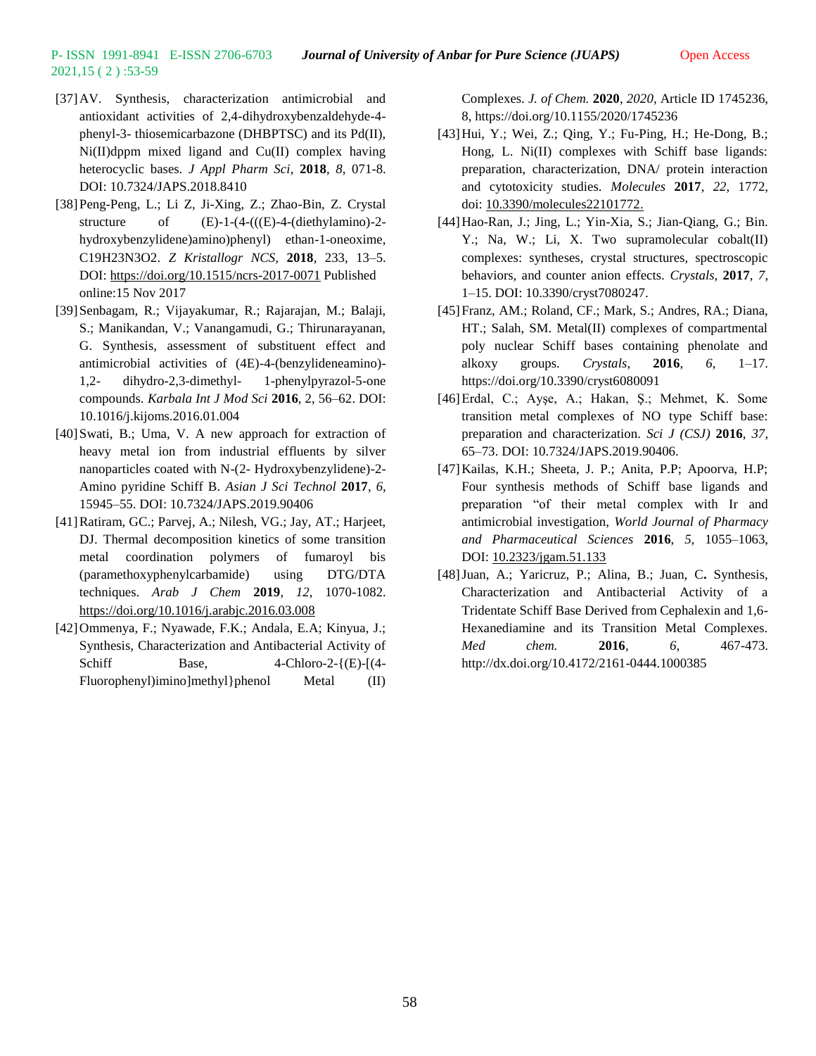[37] AV. Synthesis, characterization antimicrobial and antioxidant activities of 2,4-dihydroxybenzaldehyde-4-phenyl-3- thiosemicarbazone (DHBPTSC) and its Pd(II), Ni(II)dppm mixed ligand and Cu(II) complex having heterocyclic bases. *J Appl Pharm Sci*, **2018**, *8*, 071-8. DOI: 10.7324/JAPS.2018.8410

[38] Peng-Peng, L.; Li Z, Ji-Xing, Z.; Zhao-Bin, Z. Crystal structure of (E)-1-(4-(((E)-4-(diethylamino)-2-hydroxybenzylidene)amino)phenyl) ethan-1-oneoxime, C19H23N3O2. *Z Kristallogr NCS*, **2018**, 233, 13–5. DOI: https://doi.org/10.1515/ncrs-2017-0071 Published online:15 Nov 2017

[39] Senbagam, R.; Vijayakumar, R.; Rajarajan, M.; Balaji, S.; Manikandan, V.; Vanangamudi, G.; Thirunarayanan, G. Synthesis, assessment of substituent effect and antimicrobial activities of (4E)-4-(benzylideneamino)-1,2- dihydro-2,3-dimethyl- 1-phenylpyrazol-5-one compounds. *Karbala Int J Mod Sci* **2016**, 2, 56–62. DOI: 10.1016/j.kijoms.2016.01.004

[40] Swati, B.; Uma, V. A new approach for extraction of heavy metal ion from industrial effluents by silver nanoparticles coated with N-(2- Hydroxybenzylidene)-2-Amino pyridine Schiff B. *Asian J Sci Technol* **2017**, *6*, 15945–55. DOI: 10.7324/JAPS.2019.90406

[41] Ratiram, GC.; Parvej, A.; Nilesh, VG.; Jay, AT.; Harjeet, DJ. Thermal decomposition kinetics of some transition metal coordination polymers of fumaroyl bis (paramethoxyphenylcarbamide) using DTG/DTA techniques. *Arab J Chem* **2019**, *12*, 1070-1082. https://doi.org/10.1016/j.arabjc.2016.03.008

[42] Ommenya, F.; Nyawade, F.K.; Andala, E.A; Kinyua, J.; Synthesis, Characterization and Antibacterial Activity of Schiff Base, 4-Chloro-2-{(E)-[(4-Fluorophenyl)imino]methyl}phenol Metal (II) Complexes. *J. of Chem.* **2020**, *2020*, Article ID 1745236, 8, https://doi.org/10.1155/2020/1745236

[43] Hui, Y.; Wei, Z.; Qing, Y.; Fu-Ping, H.; He-Dong, B.; Hong, L. Ni(II) complexes with Schiff base ligands: preparation, characterization, DNA/ protein interaction and cytotoxicity studies. *Molecules* **2017**, *22*, 1772, doi: 10.3390/molecules22101772.

[44] Hao-Ran, J.; Jing, L.; Yin-Xia, S.; Jian-Qiang, G.; Bin. Y.; Na, W.; Li, X. Two supramolecular cobalt(II) complexes: syntheses, crystal structures, spectroscopic behaviors, and counter anion effects. *Crystals*, **2017**, *7*, 1–15. DOI: 10.3390/cryst7080247.

[45] Franz, AM.; Roland, CF.; Mark, S.; Andres, RA.; Diana, HT.; Salah, SM. Metal(II) complexes of compartmental poly nuclear Schiff bases containing phenolate and alkoxy groups. *Crystals*, **2016**, *6*, 1–17. https://doi.org/10.3390/cryst6080091

[46] Erdal, C.; Ayşe, A.; Hakan, Ş.; Mehmet, K. Some transition metal complexes of NO type Schiff base: preparation and characterization. *Sci J (CSJ)* **2016**, *37*, 65–73. DOI: 10.7324/JAPS.2019.90406.

[47] Kailas, K.H.; Sheeta, J. P.; Anita, P.P; Apoorva, H.P; Four synthesis methods of Schiff base ligands and preparation "of their metal complex with Ir and antimicrobial investigation, *World Journal of Pharmacy and Pharmaceutical Sciences* **2016**, *5*, 1055–1063, DOI: 10.2323/jgam.51.133

[48] Juan, A.; Yaricruz, P.; Alina, B.; Juan, C**.** Synthesis, Characterization and Antibacterial Activity of a Tridentate Schiff Base Derived from Cephalexin and 1,6-Hexanediamine and Its Transition Metal Complexes. *Med chem.* **2016**, *6*, 467-473. http://dx.doi.org/10.4172/2161-0444.1000385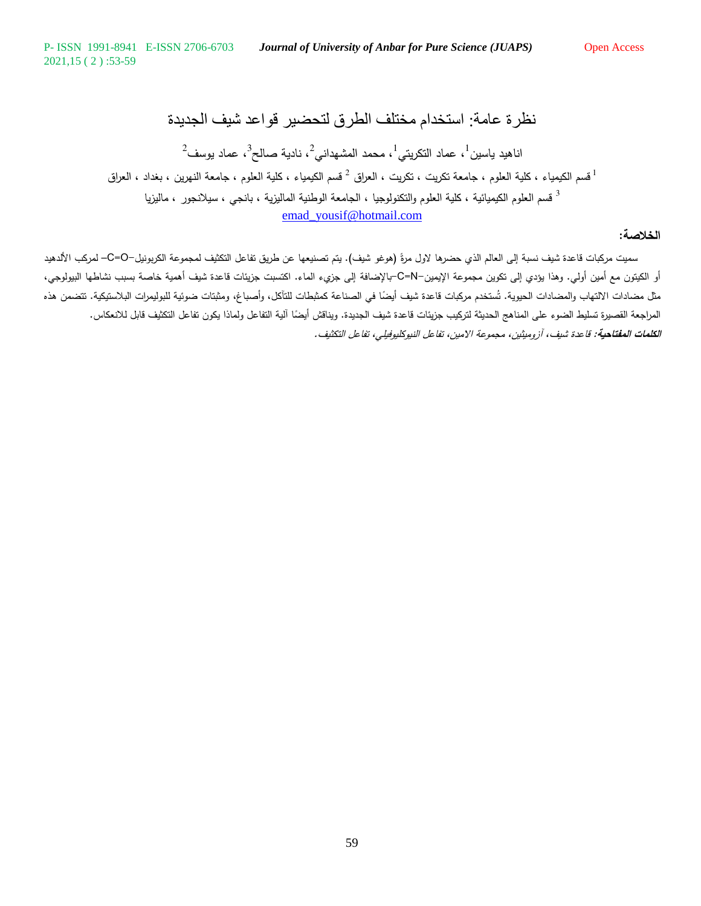# نظرة عامة: استخدام مختلف الطرق لتحضير قواعد شيف الجديدة

اناهيد ياسين[1]، عماد التكريتي[1]، محمد المشهداني[2]، نادية صالح[3]، عماد يوسف[2]

[1] قسم الكيمياء ، كلية العلوم ، جامعة تكريت ، تكريت ، العراق [2] قسم الكيمياء ، كلية العلوم ، جامعة النهرين ، بغداد ، العراق

[3] قسم العلوم الكيميائية ، كلية العلوم والتكنولوجيا ، الجامعة الوطنية الماليزية ، بانجي ، سيلانجور ، ماليزيا

emad_yousif@hotmail.com

**الخلاصة:**

سميت مركبات قاعدة شيف نسبة إلى العالم الذي حضرها لاول مرةً (هوغو شيف). يتم تصنيعها عن طريق تفاعل التكثيف لمجموعة الكربونيل C=O– لمركب الألدهيد أو الكيتون مع أمين أولي. وهذا يؤدي إلى تكوين مجموعة الإيمين C=N–بالإضافة إلى جزيء الماء. اكتسبت جزيئات قاعدة شيف أهمية خاصة بسبب نشاطها البيولوجي، مثل مضادات الالتهاب والمضادات الحيوية. تُستخدم مركبات قاعدة شيف أيضًا في الصناعة كمثبطات للتآكل، وأصباغ، ومثبتات ضوئية للبوليمرات البلاستيكية. تتضمن هذه المراجعة القصيرة تسليط الضوء على المناهج الحديثة لتركيب جزيئات قاعدة شيف الجديدة. ويناقش أيضًا آلية التفاعل ولماذا يكون تفاعل التكثيف قابل للانعكاس.

***الكلمات المفتاحية:*** *قاعدة شيف، آزوميثين، مجموعة الامين، تفاعل النيوكليوفيلي، تفاعل التكثيف.*